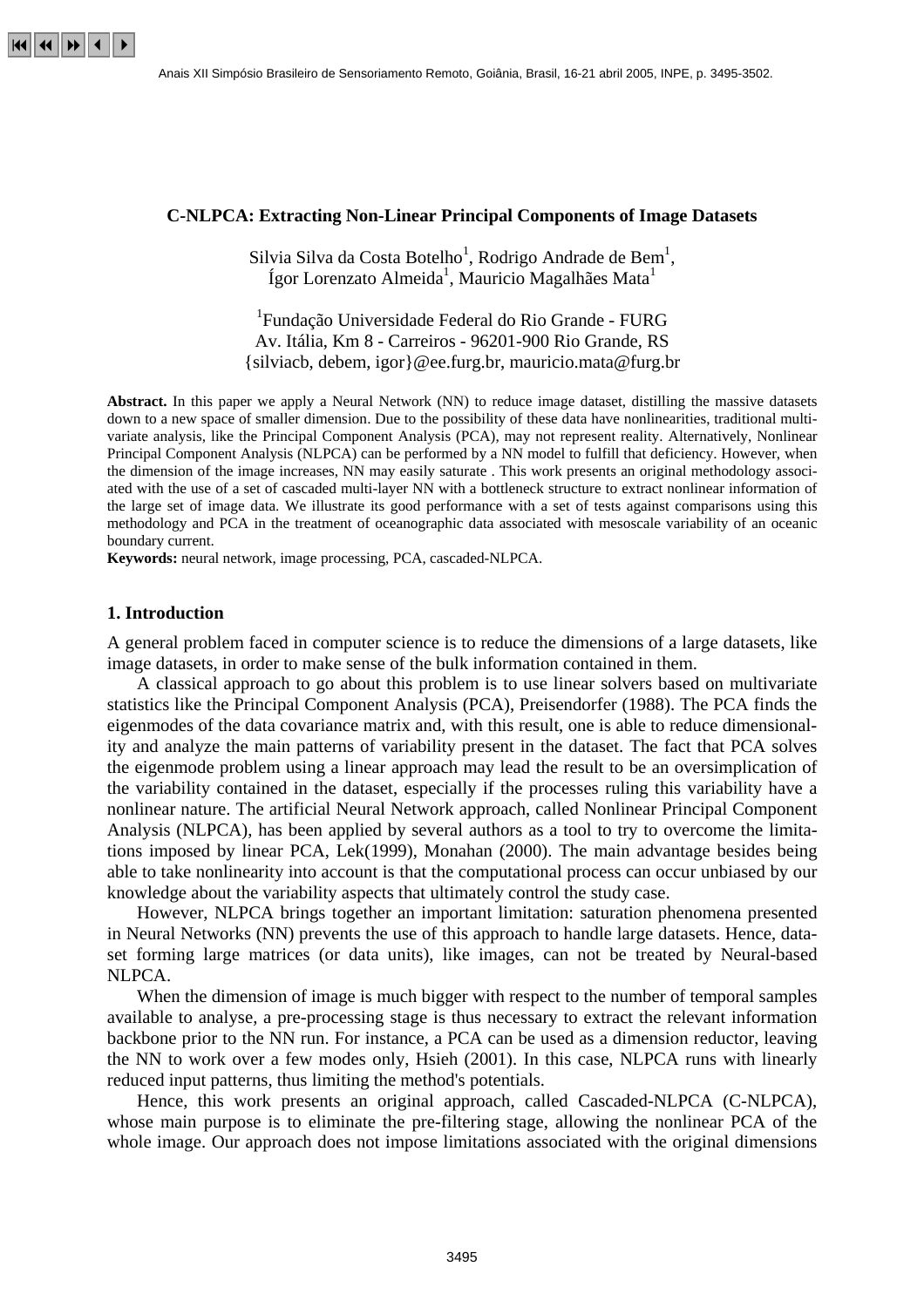# C-NLPCA: Extracting Non-Linear Principal Components of Image Datasets

Silvia Silva da Costa Botelho[1], Rodrigo Andrade de Bem[1], Ígor Lorenzato Almeida[1], Mauricio Magalhães Mata[1]

[1]Fundação Universidade Federal do Rio Grande - FURG
Av. Itália, Km 8 - Carreiros - 96201-900 Rio Grande, RS
{silviacb, debem, igor}@ee.furg.br, mauricio.mata@furg.br

**Abstract.** In this paper we apply a Neural Network (NN) to reduce image dataset, distilling the massive datasets down to a new space of smaller dimension. Due to the possibility of these data have nonlinearities, traditional multivariate analysis, like the Principal Component Analysis (PCA), may not represent reality. Alternatively, Nonlinear Principal Component Analysis (NLPCA) can be performed by a NN model to fulfill that deficiency. However, when the dimension of the image increases, NN may easily saturate . This work presents an original methodology associated with the use of a set of cascaded multi-layer NN with a bottleneck structure to extract nonlinear information of the large set of image data. We illustrate its good performance with a set of tests against comparisons using this methodology and PCA in the treatment of oceanographic data associated with mesoscale variability of an oceanic boundary current.

**Keywords:** neural network, image processing, PCA, cascaded-NLPCA.

## 1. Introduction

A general problem faced in computer science is to reduce the dimensions of a large datasets, like image datasets, in order to make sense of the bulk information contained in them.

A classical approach to go about this problem is to use linear solvers based on multivariate statistics like the Principal Component Analysis (PCA), Preisendorfer (1988). The PCA finds the eigenmodes of the data covariance matrix and, with this result, one is able to reduce dimensionality and analyze the main patterns of variability present in the dataset. The fact that PCA solves the eigenmode problem using a linear approach may lead the result to be an oversimplication of the variability contained in the dataset, especially if the processes ruling this variability have a nonlinear nature. The artificial Neural Network approach, called Nonlinear Principal Component Analysis (NLPCA), has been applied by several authors as a tool to try to overcome the limitations imposed by linear PCA, Lek(1999), Monahan (2000). The main advantage besides being able to take nonlinearity into account is that the computational process can occur unbiased by our knowledge about the variability aspects that ultimately control the study case.

However, NLPCA brings together an important limitation: saturation phenomena presented in Neural Networks (NN) prevents the use of this approach to handle large datasets. Hence, dataset forming large matrices (or data units), like images, can not be treated by Neural-based NLPCA.

When the dimension of image is much bigger with respect to the number of temporal samples available to analyse, a pre-processing stage is thus necessary to extract the relevant information backbone prior to the NN run. For instance, a PCA can be used as a dimension reductor, leaving the NN to work over a few modes only, Hsieh (2001). In this case, NLPCA runs with linearly reduced input patterns, thus limiting the method's potentials.

Hence, this work presents an original approach, called Cascaded-NLPCA (C-NLPCA), whose main purpose is to eliminate the pre-filtering stage, allowing the nonlinear PCA of the whole image. Our approach does not impose limitations associated with the original dimensions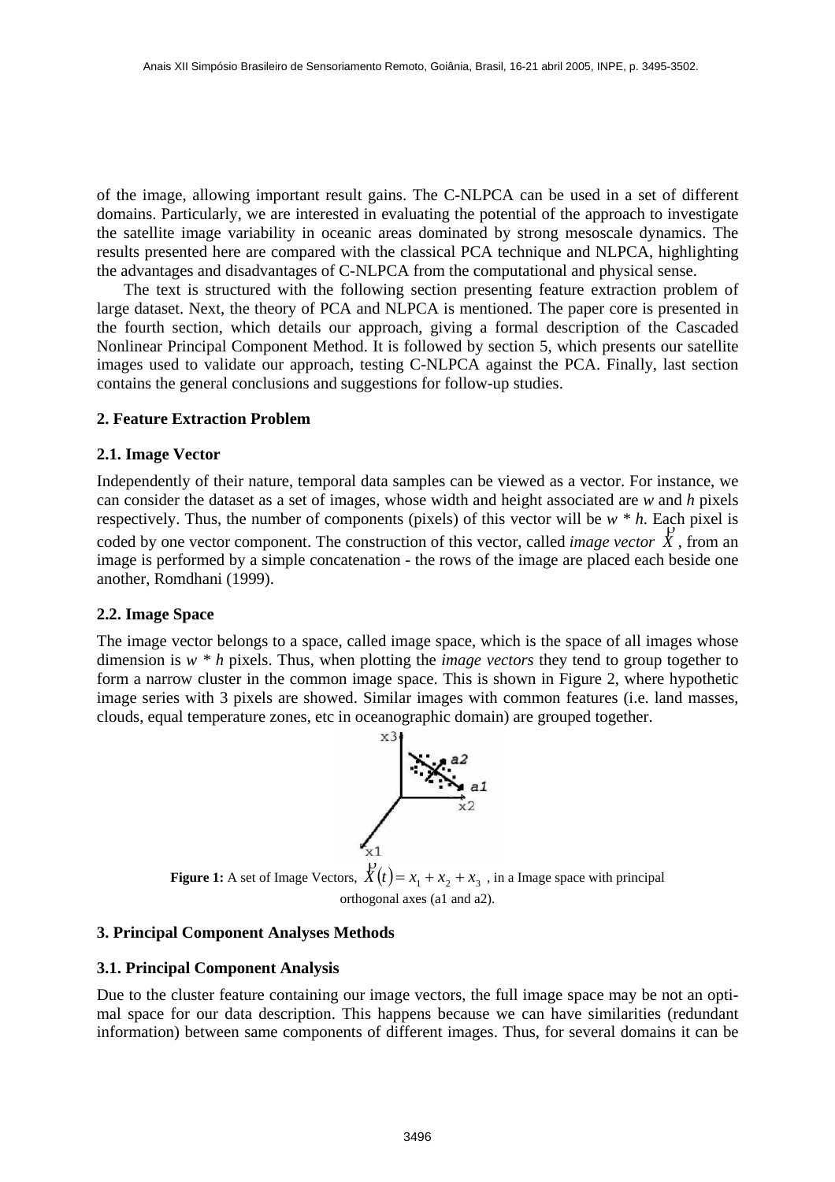of the image, allowing important result gains. The C-NLPCA can be used in a set of different domains. Particularly, we are interested in evaluating the potential of the approach to investigate the satellite image variability in oceanic areas dominated by strong mesoscale dynamics. The results presented here are compared with the classical PCA technique and NLPCA, highlighting the advantages and disadvantages of C-NLPCA from the computational and physical sense.

The text is structured with the following section presenting feature extraction problem of large dataset. Next, the theory of PCA and NLPCA is mentioned. The paper core is presented in the fourth section, which details our approach, giving a formal description of the Cascaded Nonlinear Principal Component Method. It is followed by section 5, which presents our satellite images used to validate our approach, testing C-NLPCA against the PCA. Finally, last section contains the general conclusions and suggestions for follow-up studies.

## 2. Feature Extraction Problem

### 2.1. Image Vector

Independently of their nature, temporal data samples can be viewed as a vector. For instance, we can consider the dataset as a set of images, whose width and height associated are *w* and *h* pixels respectively. Thus, the number of components (pixels) of this vector will be *w \* h*. Each pixel is coded by one vector component. The construction of this vector, called *image vector* $\vec{X}$, from an image is performed by a simple concatenation - the rows of the image are placed each beside one another, Romdhani (1999).

### 2.2. Image Space

The image vector belongs to a space, called image space, which is the space of all images whose dimension is *w \* h* pixels. Thus, when plotting the *image vectors* they tend to group together to form a narrow cluster in the common image space. This is shown in Figure 2, where hypothetic image series with 3 pixels are showed. Similar images with common features (i.e. land masses, clouds, equal temperature zones, etc in oceanographic domain) are grouped together.

**Figure 1:** A set of Image Vectors, $\vec{X}(t) = x_1 + x_2 + x_3$ , in a Image space with principal orthogonal axes (a1 and a2).

## 3. Principal Component Analyses Methods

### 3.1. Principal Component Analysis

Due to the cluster feature containing our image vectors, the full image space may be not an optimal space for our data description. This happens because we can have similarities (redundant information) between same components of different images. Thus, for several domains it can be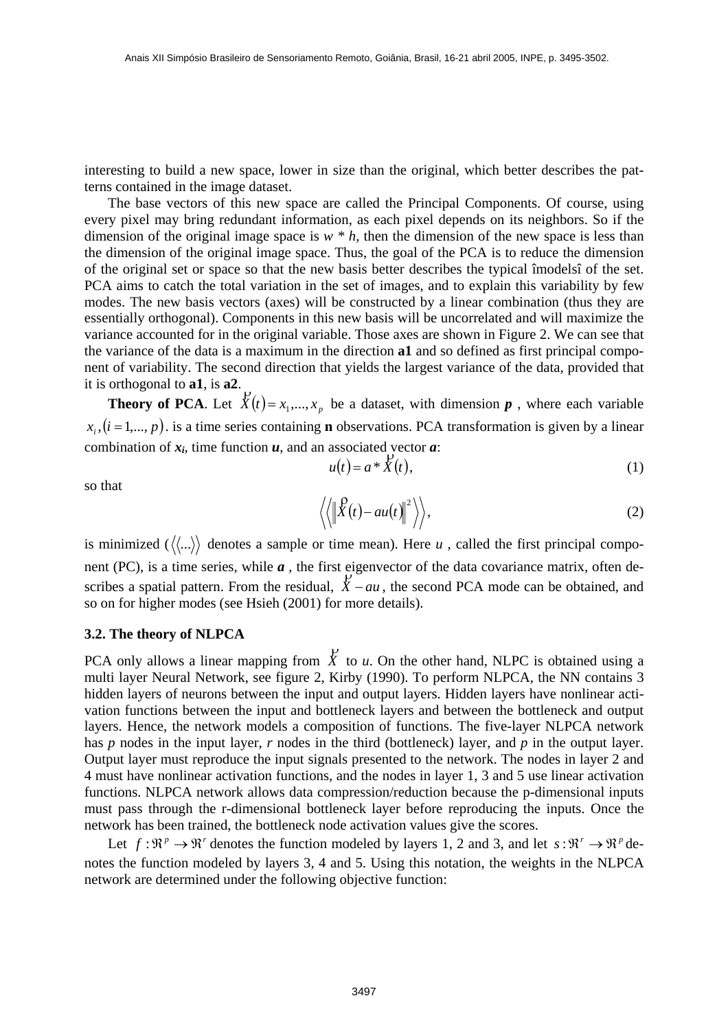interesting to build a new space, lower in size than the original, which better describes the patterns contained in the image dataset.

The base vectors of this new space are called the Principal Components. Of course, using every pixel may bring redundant information, as each pixel depends on its neighbors. So if the dimension of the original image space is $w * h$, then the dimension of the new space is less than the dimension of the original image space. Thus, the goal of the PCA is to reduce the dimension of the original set or space so that the new basis better describes the typical îmodelsî of the set. PCA aims to catch the total variation in the set of images, and to explain this variability by few modes. The new basis vectors (axes) will be constructed by a linear combination (thus they are essentially orthogonal). Components in this new basis will be uncorrelated and will maximize the variance accounted for in the original variable. Those axes are shown in Figure 2. We can see that the variance of the data is a maximum in the direction **a1** and so defined as first principal component of variability. The second direction that yields the largest variance of the data, provided that it is orthogonal to **a1**, is **a2**.

**Theory of PCA**. Let $\vec{X}(t) = x_1,...,x_p$ be a dataset, with dimension $\boldsymbol{p}$ , where each variable $x_i, (i = 1,..., p)$. is a time series containing **n** observations. PCA transformation is given by a linear combination of $\boldsymbol{x_i}$, time function $\boldsymbol{u}$, and an associated vector $\boldsymbol{a}$:

$$u(t) = a * \vec{X}(t), \tag{1}$$

so that

$$\left\langle \left\langle \left\| \vec{X}(t) - au(t) \right\|^2 \right\rangle \right\rangle, \tag{2}$$

is minimized ($\langle\langle ... \rangle\rangle$ denotes a sample or time mean). Here $u$ , called the first principal component (PC), is a time series, while $\boldsymbol{a}$ , the first eigenvector of the data covariance matrix, often describes a spatial pattern. From the residual, $\vec{X} - au$ , the second PCA mode can be obtained, and so on for higher modes (see Hsieh (2001) for more details).

### 3.2. The theory of NLPCA

PCA only allows a linear mapping from $\vec{X}$ to $u$. On the other hand, NLPC is obtained using a multi layer Neural Network, see figure 2, Kirby (1990). To perform NLPCA, the NN contains 3 hidden layers of neurons between the input and output layers. Hidden layers have nonlinear activation functions between the input and bottleneck layers and between the bottleneck and output layers. Hence, the network models a composition of functions. The five-layer NLPCA network has $p$ nodes in the input layer, $r$ nodes in the third (bottleneck) layer, and $p$ in the output layer. Output layer must reproduce the input signals presented to the network. The nodes in layer 2 and 4 must have nonlinear activation functions, and the nodes in layer 1, 3 and 5 use linear activation functions. NLPCA network allows data compression/reduction because the p-dimensional inputs must pass through the r-dimensional bottleneck layer before reproducing the inputs. Once the network has been trained, the bottleneck node activation values give the scores.

Let $f : \Re^p \to \Re^r$ denotes the function modeled by layers 1, 2 and 3, and let $s : \Re^r \to \Re^p$ denotes the function modeled by layers 3, 4 and 5. Using this notation, the weights in the NLPCA network are determined under the following objective function: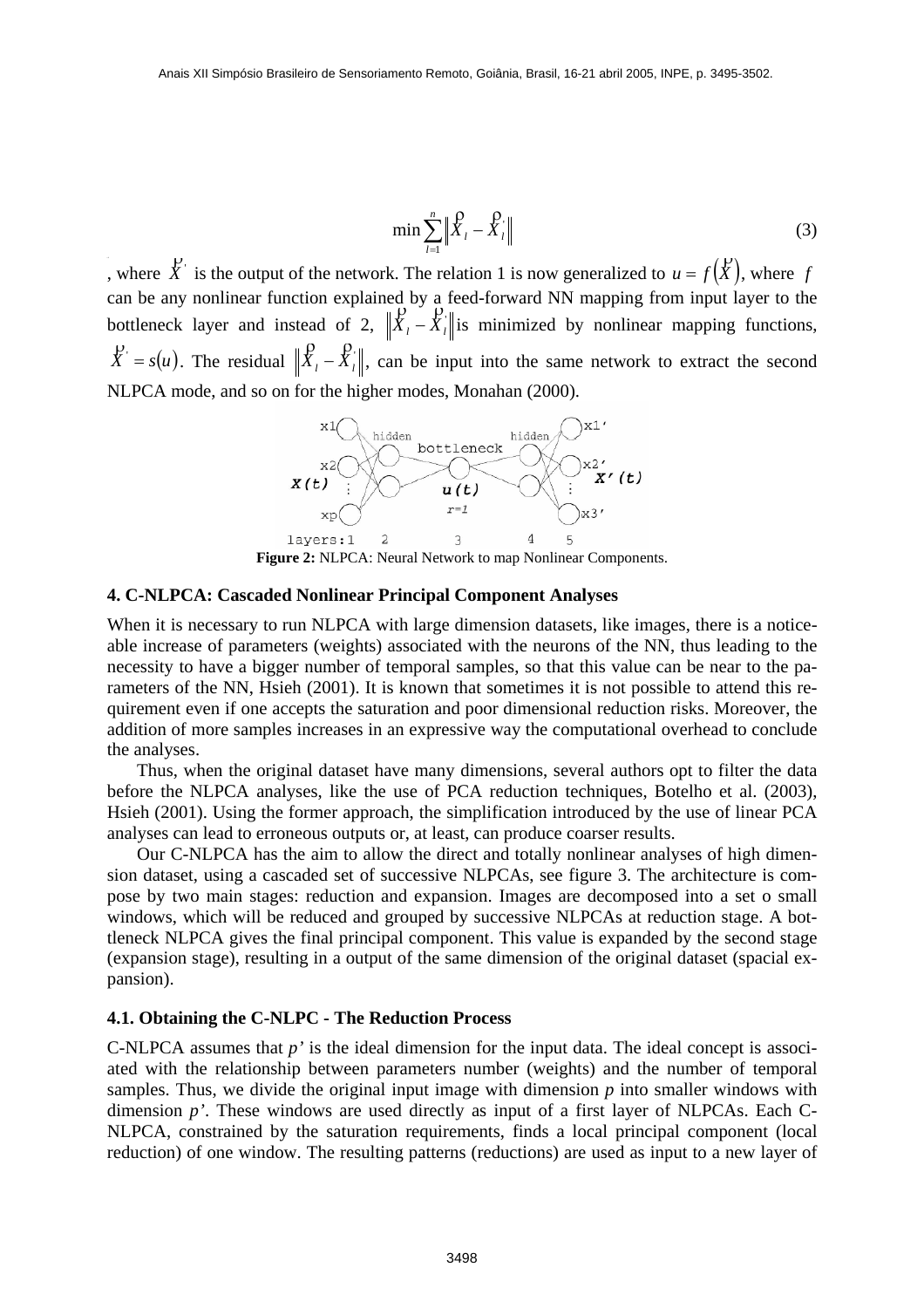$$\min \sum_{l=1}^{n} \left\| \vec{X}_l - \vec{X}_l' \right\| \tag{3}$$

, where $\vec{X}'$ is the output of the network. The relation 1 is now generalized to $u = f(\vec{X})$, where $f$ can be any nonlinear function explained by a feed-forward NN mapping from input layer to the bottleneck layer and instead of 2, $\left\| \vec{X}_l - \vec{X}_l' \right\|$ is minimized by nonlinear mapping functions, $\vec{X}' = s(u)$. The residual $\left\| \vec{X}_l - \vec{X}_l' \right\|$, can be input into the same network to extract the second NLPCA mode, and so on for the higher modes, Monahan (2000).

x1
x2
X(t)
xp
hidden
bottleneck
u(t)
r=1
hidden
x1'
x2'
X'(t)
x3'
layers:1 2 3 4 5

**Figure 2:** NLPCA: Neural Network to map Nonlinear Components.

## 4. C-NLPCA: Cascaded Nonlinear Principal Component Analyses

When it is necessary to run NLPCA with large dimension datasets, like images, there is a noticeable increase of parameters (weights) associated with the neurons of the NN, thus leading to the necessity to have a bigger number of temporal samples, so that this value can be near to the parameters of the NN, Hsieh (2001). It is known that sometimes it is not possible to attend this requirement even if one accepts the saturation and poor dimensional reduction risks. Moreover, the addition of more samples increases in an expressive way the computational overhead to conclude the analyses.

Thus, when the original dataset have many dimensions, several authors opt to filter the data before the NLPCA analyses, like the use of PCA reduction techniques, Botelho et al. (2003), Hsieh (2001). Using the former approach, the simplification introduced by the use of linear PCA analyses can lead to erroneous outputs or, at least, can produce coarser results.

Our C-NLPCA has the aim to allow the direct and totally nonlinear analyses of high dimension dataset, using a cascaded set of successive NLPCAs, see figure 3. The architecture is compose by two main stages: reduction and expansion. Images are decomposed into a set o small windows, which will be reduced and grouped by successive NLPCAs at reduction stage. A bottleneck NLPCA gives the final principal component. This value is expanded by the second stage (expansion stage), resulting in a output of the same dimension of the original dataset (spacial expansion).

### 4.1. Obtaining the C-NLPC - The Reduction Process

C-NLPCA assumes that *p'* is the ideal dimension for the input data. The ideal concept is associated with the relationship between parameters number (weights) and the number of temporal samples. Thus, we divide the original input image with dimension *p* into smaller windows with dimension *p'*. These windows are used directly as input of a first layer of NLPCAs. Each C-NLPCA, constrained by the saturation requirements, finds a local principal component (local reduction) of one window. The resulting patterns (reductions) are used as input to a new layer of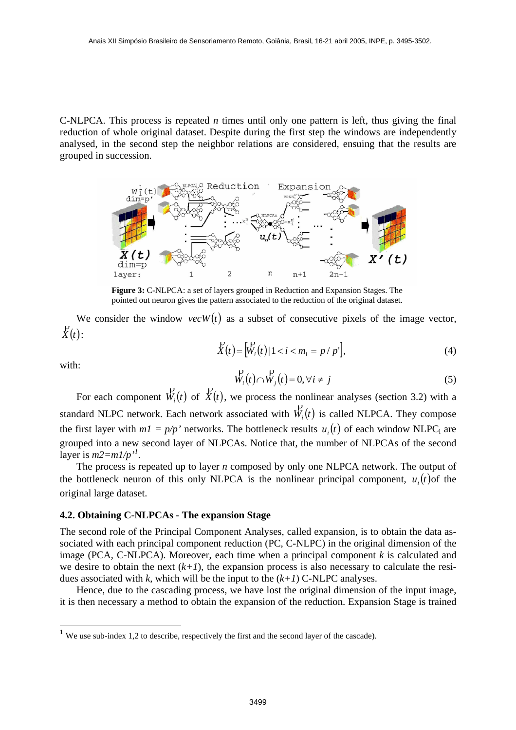C-NLPCA. This process is repeated *n* times until only one pattern is left, thus giving the final reduction of whole original dataset. Despite during the first step the windows are independently analysed, in the second step the neighbor relations are considered, ensuring that the results are grouped in succession.

**Figure 3:** C-NLPCA: a set of layers grouped in Reduction and Expansion Stages. The pointed out neuron gives the pattern associated to the reduction of the original dataset.

We consider the window $vecW(t)$ as a subset of consecutive pixels of the image vector, $\vec{X}(t)$:

$$\vec{X}(t) = \left[\vec{W}_i(t) \mid 1 < i < m_1 = p/p'\right], \tag{4}$$

with:

$$\vec{W}_i(t) \cap \vec{W}_j(t) = 0, \forall i \neq j \tag{5}$$

For each component $\vec{W}_i(t)$ of $\vec{X}(t)$, we process the nonlinear analyses (section 3.2) with a standard NLPC network. Each network associated with $\vec{W}_i(t)$ is called NLPCA. They compose the first layer with $m1 = p/p'$ networks. The bottleneck results $u_i(t)$ of each window $NLPC_i$ are grouped into a new second layer of NLPCAs. Notice that, the number of NLPCAs of the second layer is $m2 = m1/p'$[1].

The process is repeated up to layer *n* composed by only one NLPCA network. The output of the bottleneck neuron of this only NLPCA is the nonlinear principal component, $u_i(t)$of the original large dataset.

### 4.2. Obtaining C-NLPCAs - The expansion Stage

The second role of the Principal Component Analyses, called expansion, is to obtain the data associated with each principal component reduction (PC, C-NLPC) in the original dimension of the image (PCA, C-NLPCA). Moreover, each time when a principal component *k* is calculated and we desire to obtain the next (*k+1*), the expansion process is also necessary to calculate the residues associated with *k*, which will be the input to the (*k+1*) C-NLPC analyses.

Hence, due to the cascading process, we have lost the original dimension of the input image, it is then necessary a method to obtain the expansion of the reduction. Expansion Stage is trained

---

[1] We use sub-index 1,2 to describe, respectively the first and the second layer of the cascade).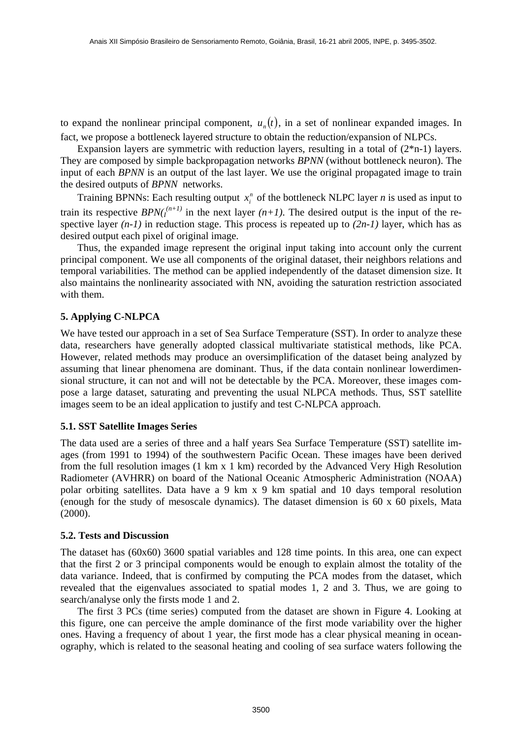to expand the nonlinear principal component, $u_n(t)$, in a set of nonlinear expanded images. In fact, we propose a bottleneck layered structure to obtain the reduction/expansion of NLPCs.

Expansion layers are symmetric with reduction layers, resulting in a total of (2*n-1) layers. They are composed by simple backpropagation networks *BPNN* (without bottleneck neuron). The input of each *BPNN* is an output of the last layer. We use the original propagated image to train the desired outputs of *BPNN* networks.

Training BPNNs: Each resulting output $x_i^n$ of the bottleneck NLPC layer *n* is used as input to train its respective $BPN(_I^{(n+1)}$ in the next layer *(n+1)*. The desired output is the input of the respective layer *(n-1)* in reduction stage. This process is repeated up to *(2n-1)* layer, which has as desired output each pixel of original image.

Thus, the expanded image represent the original input taking into account only the current principal component. We use all components of the original dataset, their neighbors relations and temporal variabilities. The method can be applied independently of the dataset dimension size. It also maintains the nonlinearity associated with NN, avoiding the saturation restriction associated with them.

### 5. Applying C-NLPCA

We have tested our approach in a set of Sea Surface Temperature (SST). In order to analyze these data, researchers have generally adopted classical multivariate statistical methods, like PCA. However, related methods may produce an oversimplification of the dataset being analyzed by assuming that linear phenomena are dominant. Thus, if the data contain nonlinear lowerdimensional structure, it can not and will not be detectable by the PCA. Moreover, these images compose a large dataset, saturating and preventing the usual NLPCA methods. Thus, SST satellite images seem to be an ideal application to justify and test C-NLPCA approach.

#### 5.1. SST Satellite Images Series

The data used are a series of three and a half years Sea Surface Temperature (SST) satellite images (from 1991 to 1994) of the southwestern Pacific Ocean. These images have been derived from the full resolution images (1 km x 1 km) recorded by the Advanced Very High Resolution Radiometer (AVHRR) on board of the National Oceanic Atmospheric Administration (NOAA) polar orbiting satellites. Data have a 9 km x 9 km spatial and 10 days temporal resolution (enough for the study of mesoscale dynamics). The dataset dimension is 60 x 60 pixels, Mata (2000).

#### 5.2. Tests and Discussion

The dataset has (60x60) 3600 spatial variables and 128 time points. In this area, one can expect that the first 2 or 3 principal components would be enough to explain almost the totality of the data variance. Indeed, that is confirmed by computing the PCA modes from the dataset, which revealed that the eigenvalues associated to spatial modes 1, 2 and 3. Thus, we are going to search/analyse only the firsts mode 1 and 2.

The first 3 PCs (time series) computed from the dataset are shown in Figure 4. Looking at this figure, one can perceive the ample dominance of the first mode variability over the higher ones. Having a frequency of about 1 year, the first mode has a clear physical meaning in oceanography, which is related to the seasonal heating and cooling of sea surface waters following the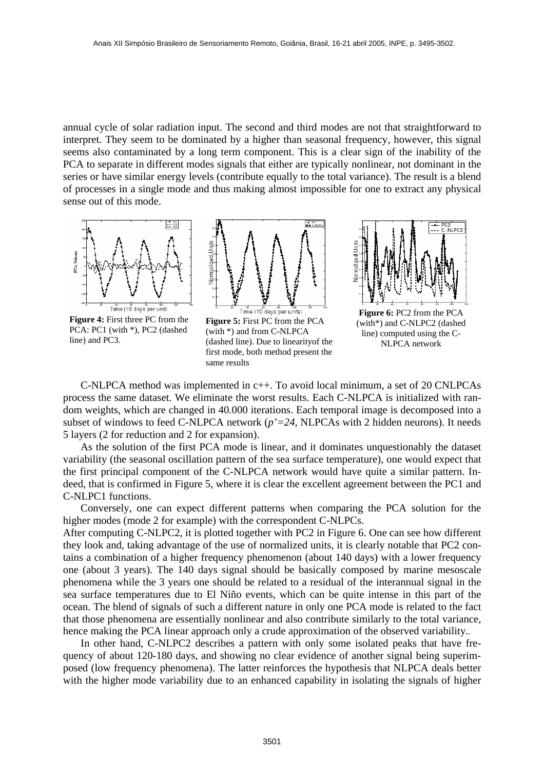annual cycle of solar radiation input. The second and third modes are not that straightforward to interpret. They seem to be dominated by a higher than seasonal frequency, however, this signal seems also contaminated by a long term component. This is a clear sign of the inability of the PCA to separate in different modes signals that either are typically nonlinear, not dominant in the series or have similar energy levels (contribute equally to the total variance). The result is a blend of processes in a single mode and thus making almost impossible for one to extract any physical sense out of this mode.

**Figure 4:** First three PC from the PCA: PC1 (with *), PC2 (dashed line) and PC3.

**Figure 5:** First PC from the PCA (with *) and from C-NLPCA (dashed line). Due to linearityof the first mode, both method present the same results

**Figure 6:** PC2 from the PCA (with*) and C-NLPC2 (dashed line) computed using the C-NLPCA network

C-NLPCA method was implemented in c++. To avoid local minimum, a set of 20 CNLPCAs process the same dataset. We eliminate the worst results. Each C-NLPCA is initialized with random weights, which are changed in 40.000 iterations. Each temporal image is decomposed into a subset of windows to feed C-NLPCA network (*p'=24*, NLPCAs with 2 hidden neurons). It needs 5 layers (2 for reduction and 2 for expansion).

As the solution of the first PCA mode is linear, and it dominates unquestionably the dataset variability (the seasonal oscillation pattern of the sea surface temperature), one would expect that the first principal component of the C-NLPCA network would have quite a similar pattern. Indeed, that is confirmed in Figure 5, where it is clear the excellent agreement between the PC1 and C-NLPC1 functions.

Conversely, one can expect different patterns when comparing the PCA solution for the higher modes (mode 2 for example) with the correspondent C-NLPCs.

After computing C-NLPC2, it is plotted together with PC2 in Figure 6. One can see how different they look and, taking advantage of the use of normalized units, it is clearly notable that PC2 contains a combination of a higher frequency phenomenon (about 140 days) with a lower frequency one (about 3 years). The 140 days signal should be basically composed by marine mesoscale phenomena while the 3 years one should be related to a residual of the interannual signal in the sea surface temperatures due to El Niño events, which can be quite intense in this part of the ocean. The blend of signals of such a different nature in only one PCA mode is related to the fact that those phenomena are essentially nonlinear and also contribute similarly to the total variance, hence making the PCA linear approach only a crude approximation of the observed variability..

In other hand, C-NLPC2 describes a pattern with only some isolated peaks that have frequency of about 120-180 days, and showing no clear evidence of another signal being superimposed (low frequency phenomena). The latter reinforces the hypothesis that NLPCA deals better with the higher mode variability due to an enhanced capability in isolating the signals of higher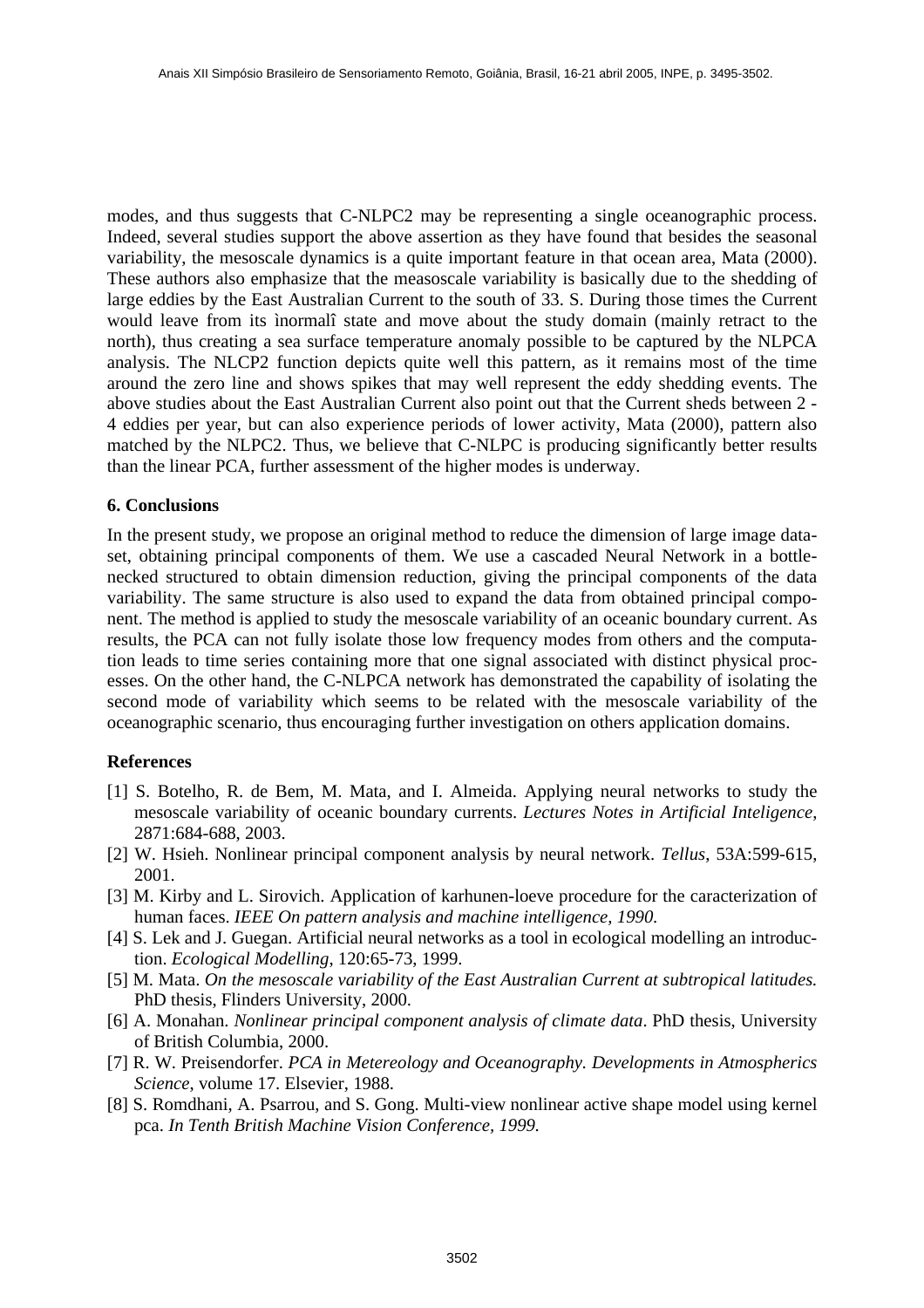modes, and thus suggests that C-NLPC2 may be representing a single oceanographic process. Indeed, several studies support the above assertion as they have found that besides the seasonal variability, the mesoscale dynamics is a quite important feature in that ocean area, Mata (2000). These authors also emphasize that the measoscale variability is basically due to the shedding of large eddies by the East Australian Current to the south of 33. S. During those times the Current would leave from its ìnormalî state and move about the study domain (mainly retract to the north), thus creating a sea surface temperature anomaly possible to be captured by the NLPCA analysis. The NLCP2 function depicts quite well this pattern, as it remains most of the time around the zero line and shows spikes that may well represent the eddy shedding events. The above studies about the East Australian Current also point out that the Current sheds between 2 - 4 eddies per year, but can also experience periods of lower activity, Mata (2000), pattern also matched by the NLPC2. Thus, we believe that C-NLPC is producing significantly better results than the linear PCA, further assessment of the higher modes is underway.

### 6. Conclusions

In the present study, we propose an original method to reduce the dimension of large image dataset, obtaining principal components of them. We use a cascaded Neural Network in a bottlenecked structured to obtain dimension reduction, giving the principal components of the data variability. The same structure is also used to expand the data from obtained principal component. The method is applied to study the mesoscale variability of an oceanic boundary current. As results, the PCA can not fully isolate those low frequency modes from others and the computation leads to time series containing more that one signal associated with distinct physical processes. On the other hand, the C-NLPCA network has demonstrated the capability of isolating the second mode of variability which seems to be related with the mesoscale variability of the oceanographic scenario, thus encouraging further investigation on others application domains.

### References

[1] S. Botelho, R. de Bem, M. Mata, and I. Almeida. Applying neural networks to study the mesoscale variability of oceanic boundary currents. *Lectures Notes in Artificial Inteligence*, 2871:684-688, 2003.

[2] W. Hsieh. Nonlinear principal component analysis by neural network. *Tellus*, 53A:599-615, 2001.

[3] M. Kirby and L. Sirovich. Application of karhunen-loeve procedure for the caracterization of human faces. *IEEE On pattern analysis and machine intelligence, 1990.*

[4] S. Lek and J. Guegan. Artificial neural networks as a tool in ecological modelling an introduction. *Ecological Modelling*, 120:65-73, 1999.

[5] M. Mata. *On the mesoscale variability of the East Australian Current at subtropical latitudes.* PhD thesis, Flinders University, 2000.

[6] A. Monahan. *Nonlinear principal component analysis of climate data*. PhD thesis, University of British Columbia, 2000.

[7] R. W. Preisendorfer. *PCA in Metereology and Oceanography. Developments in Atmospherics Science*, volume 17. Elsevier, 1988.

[8] S. Romdhani, A. Psarrou, and S. Gong. Multi-view nonlinear active shape model using kernel pca. *In Tenth British Machine Vision Conference, 1999.*